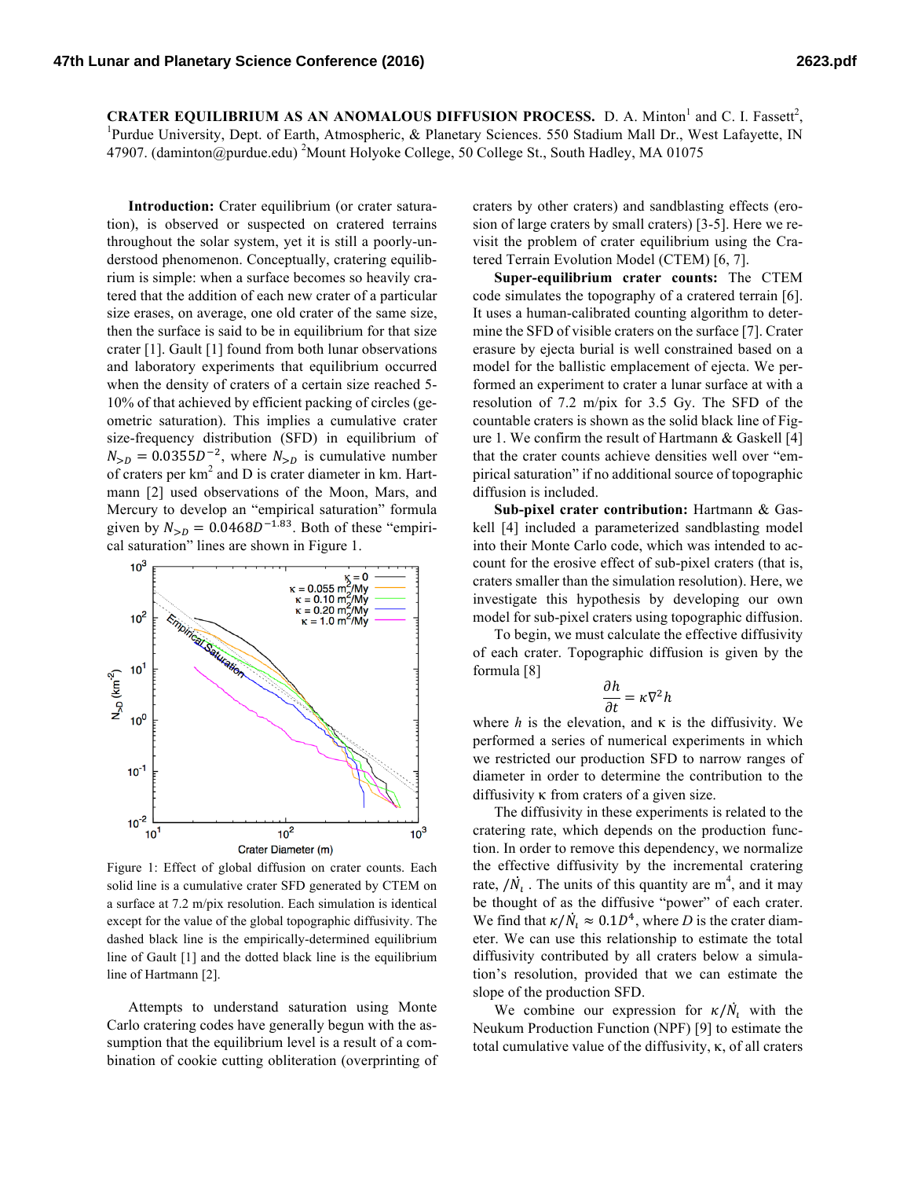# CRATER EQUILIBRIUM AS AN ANOMALOUS DIFFUSION PROCESS.

D. A. Minton[1] and C. I. Fassett[2], [1]Purdue University, Dept. of Earth, Atmospheric, & Planetary Sciences. 550 Stadium Mall Dr., West Lafayette, IN 47907. (daminton@purdue.edu) [2]Mount Holyoke College, 50 College St., South Hadley, MA 01075

**Introduction:** Crater equilibrium (or crater saturation), is observed or suspected on cratered terrains throughout the solar system, yet it is still a poorly-understood phenomenon. Conceptually, cratering equilibrium is simple: when a surface becomes so heavily cratered that the addition of each new crater of a particular size erases, on average, one old crater of the same size, then the surface is said to be in equilibrium for that size crater [1]. Gault [1] found from both lunar observations and laboratory experiments that equilibrium occurred when the density of craters of a certain size reached 5-10% of that achieved by efficient packing of circles (geometric saturation). This implies a cumulative crater size-frequency distribution (SFD) in equilibrium of $N_{>D} = 0.0355D^{-2}$, where $N_{>D}$ is cumulative number of craters per km$^2$ and D is crater diameter in km. Hartmann [2] used observations of the Moon, Mars, and Mercury to develop an "empirical saturation" formula given by $N_{>D} = 0.0468D^{-1.83}$. Both of these "empirical saturation" lines are shown in Figure 1.

Figure 1: Effect of global diffusion on crater counts. Each solid line is a cumulative crater SFD generated by CTEM on a surface at 7.2 m/pix resolution. Each simulation is identical except for the value of the global topographic diffusivity. The dashed black line is the empirically-determined equilibrium line of Gault [1] and the dotted black line is the equilibrium line of Hartmann [2].

Attempts to understand saturation using Monte Carlo cratering codes have generally begun with the assumption that the equilibrium level is a result of a combination of cookie cutting obliteration (overprinting of craters by other craters) and sandblasting effects (erosion of large craters by small craters) [3-5]. Here we revisit the problem of crater equilibrium using the Cratered Terrain Evolution Model (CTEM) [6, 7].

**Super-equilibrium crater counts:** The CTEM code simulates the topography of a cratered terrain [6]. It uses a human-calibrated counting algorithm to determine the SFD of visible craters on the surface [7]. Crater erasure by ejecta burial is well constrained based on a model for the ballistic emplacement of ejecta. We performed an experiment to crater a lunar surface at with a resolution of 7.2 m/pix for 3.5 Gy. The SFD of the countable craters is shown as the solid black line of Figure 1. We confirm the result of Hartmann & Gaskell [4] that the crater counts achieve densities well over "empirical saturation" if no additional source of topographic diffusion is included.

**Sub-pixel crater contribution:** Hartmann & Gaskell [4] included a parameterized sandblasting model into their Monte Carlo code, which was intended to account for the erosive effect of sub-pixel craters (that is, craters smaller than the simulation resolution). Here, we investigate this hypothesis by developing our own model for sub-pixel craters using topographic diffusion.

To begin, we must calculate the effective diffusivity of each crater. Topographic diffusion is given by the formula [8]

$$\frac{\partial h}{\partial t} = \kappa \nabla^2 h$$

where $h$ is the elevation, and κ is the diffusivity. We performed a series of numerical experiments in which we restricted our production SFD to narrow ranges of diameter in order to determine the contribution to the diffusivity κ from craters of a given size.

The diffusivity in these experiments is related to the cratering rate, which depends on the production function. In order to remove this dependency, we normalize the effective diffusivity by the incremental cratering rate, $/\dot{N}_\iota$ . The units of this quantity are m$^4$, and it may be thought of as the diffusive "power" of each crater. We find that $\kappa/\dot{N}_\iota \approx 0.1D^4$, where $D$ is the crater diameter. We can use this relationship to estimate the total diffusivity contributed by all craters below a simulation's resolution, provided that we can estimate the slope of the production SFD.

We combine our expression for $\kappa/\dot{N}_\iota$ with the Neukum Production Function (NPF) [9] to estimate the total cumulative value of the diffusivity, κ, of all craters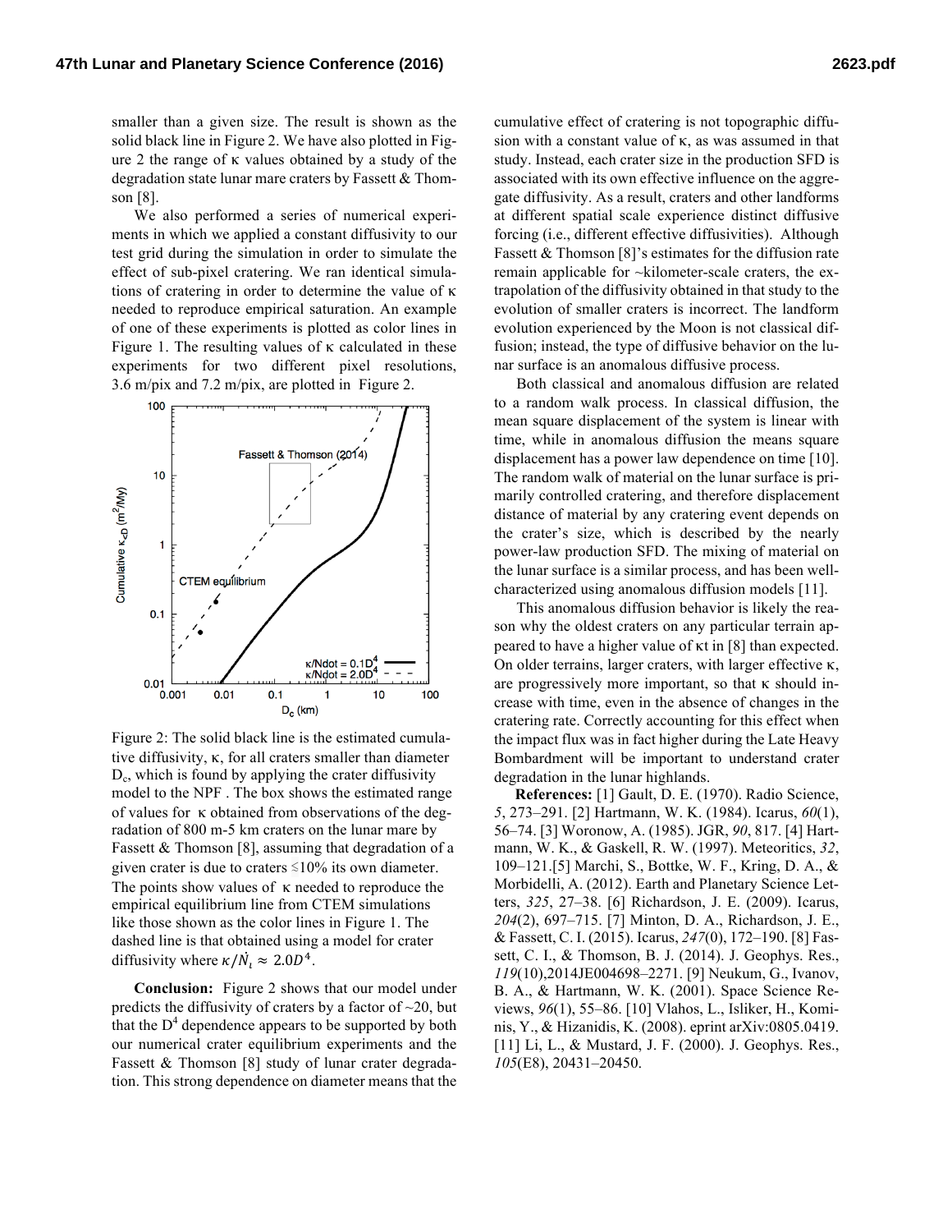smaller than a given size. The result is shown as the solid black line in Figure 2. We have also plotted in Figure 2 the range of κ values obtained by a study of the degradation state lunar mare craters by Fassett & Thomson [8].

We also performed a series of numerical experiments in which we applied a constant diffusivity to our test grid during the simulation in order to simulate the effect of sub-pixel cratering. We ran identical simulations of cratering in order to determine the value of κ needed to reproduce empirical saturation. An example of one of these experiments is plotted as color lines in Figure 1. The resulting values of κ calculated in these experiments for two different pixel resolutions, 3.6 m/pix and 7.2 m/pix, are plotted in Figure 2.

Cumulative $\kappa_{<D}$ ($m^2$/My)

100
10
1
0.1
0.01

0.001 0.01 0.1 1 10 100

$D_c$ (km)

Fassett & Thomson (2014)

CTEM equilibrium

$\kappa$/Ndot = $0.1D^4$

$\kappa$/Ndot = $2.0D^4$

Figure 2: The solid black line is the estimated cumulative diffusivity, κ, for all craters smaller than diameter $D_c$, which is found by applying the crater diffusivity model to the NPF . The box shows the estimated range of values for κ obtained from observations of the degradation of 800 m-5 km craters on the lunar mare by Fassett & Thomson [8], assuming that degradation of a given crater is due to craters ≤10% its own diameter. The points show values of κ needed to reproduce the empirical equilibrium line from CTEM simulations like those shown as the color lines in Figure 1. The dashed line is that obtained using a model for crater diffusivity where $\kappa/\dot{N}_i \approx 2.0D^4$.

**Conclusion:** Figure 2 shows that our model under predicts the diffusivity of craters by a factor of ~20, but that the $D^4$ dependence appears to be supported by both our numerical crater equilibrium experiments and the Fassett & Thomson [8] study of lunar crater degradation. This strong dependence on diameter means that the cumulative effect of cratering is not topographic diffusion with a constant value of κ, as was assumed in that study. Instead, each crater size in the production SFD is associated with its own effective influence on the aggregate diffusivity. As a result, craters and other landforms at different spatial scale experience distinct diffusive forcing (i.e., different effective diffusivities). Although Fassett & Thomson [8]'s estimates for the diffusion rate remain applicable for ~kilometer-scale craters, the extrapolation of the diffusivity obtained in that study to the evolution of smaller craters is incorrect. The landform evolution experienced by the Moon is not classical diffusion; instead, the type of diffusive behavior on the lunar surface is an anomalous diffusive process.

Both classical and anomalous diffusion are related to a random walk process. In classical diffusion, the mean square displacement of the system is linear with time, while in anomalous diffusion the means square displacement has a power law dependence on time [10]. The random walk of material on the lunar surface is primarily controlled cratering, and therefore displacement distance of material by any cratering event depends on the crater's size, which is described by the nearly power-law production SFD. The mixing of material on the lunar surface is a similar process, and has been well-characterized using anomalous diffusion models [11].

This anomalous diffusion behavior is likely the reason why the oldest craters on any particular terrain appeared to have a higher value of κt in [8] than expected. On older terrains, larger craters, with larger effective κ, are progressively more important, so that κ should increase with time, even in the absence of changes in the cratering rate. Correctly accounting for this effect when the impact flux was in fact higher during the Late Heavy Bombardment will be important to understand crater degradation in the lunar highlands.

**References:** [1] Gault, D. E. (1970). Radio Science, *5*, 273–291. [2] Hartmann, W. K. (1984). Icarus, *60*(1), 56–74. [3] Woronow, A. (1985). JGR, *90*, 817. [4] Hartmann, W. K., & Gaskell, R. W. (1997). Meteoritics, *32*, 109–121.[5] Marchi, S., Bottke, W. F., Kring, D. A., & Morbidelli, A. (2012). Earth and Planetary Science Letters, *325*, 27–38. [6] Richardson, J. E. (2009). Icarus, *204*(2), 697–715. [7] Minton, D. A., Richardson, J. E., & Fassett, C. I. (2015). Icarus, *247*(0), 172–190. [8] Fassett, C. I., & Thomson, B. J. (2014). J. Geophys. Res., *119*(10),2014JE004698–2271. [9] Neukum, G., Ivanov, B. A., & Hartmann, W. K. (2001). Space Science Reviews, *96*(1), 55–86. [10] Vlahos, L., Isliker, H., Kominis, Y., & Hizanidis, K. (2008). eprint arXiv:0805.0419. [11] Li, L., & Mustard, J. F. (2000). J. Geophys. Res., *105*(E8), 20431–20450.